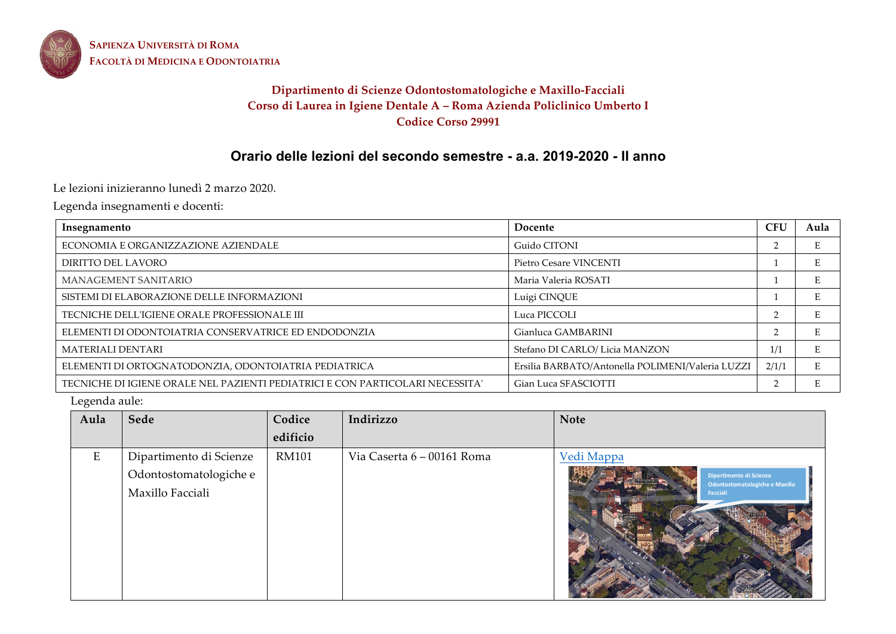**Sapienza Università di Roma**
**Facoltà di Medicina e Odontoiatria**

**Dipartimento di Scienze Odontostomatologiche e Maxillo-Facciali**
**Corso di Laurea in Igiene Dentale A – Roma Azienda Policlinico Umberto I**
**Codice Corso 29991**

# Orario delle lezioni del secondo semestre - a.a. 2019-2020 - II anno

Le lezioni inizieranno lunedì 2 marzo 2020.

Legenda insegnamenti e docenti:

| Insegnamento | Docente | CFU | Aula |
|---|---|---|---|
| ECONOMIA E ORGANIZZAZIONE AZIENDALE | Guido CITONI | 2 | E |
| DIRITTO DEL LAVORO | Pietro Cesare VINCENTI | 1 | E |
| MANAGEMENT SANITARIO | Maria Valeria ROSATI | 1 | E |
| SISTEMI DI ELABORAZIONE DELLE INFORMAZIONI | Luigi CINQUE | 1 | E |
| TECNICHE DELL'IGIENE ORALE PROFESSIONALE III | Luca PICCOLI | 2 | E |
| ELEMENTI DI ODONTOIATRIA CONSERVATRICE ED ENDODONZIA | Gianluca GAMBARINI | 2 | E |
| MATERIALI DENTARI | Stefano DI CARLO/ Licia MANZON | 1/1 | E |
| ELEMENTI DI ORTOGNATODONZIA, ODONTOIATRIA PEDIATRICA | Ersilia BARBATO/Antonella POLIMENI/Valeria LUZZI | 2/1/1 | E |
| TECNICHE DI IGIENE ORALE NEL PAZIENTI PEDIATRICI E CON PARTICOLARI NECESSITA' | Gian Luca SFASCIOTTI | 2 | E |

Legenda aule:

| Aula | Sede | Codice edificio | Indirizzo | Note |
|---|---|---|---|---|
| E | Dipartimento di Scienze Odontostomatologiche e Maxillo Facciali | RM101 | Via Caserta 6 – 00161 Roma | Vedi Mappa |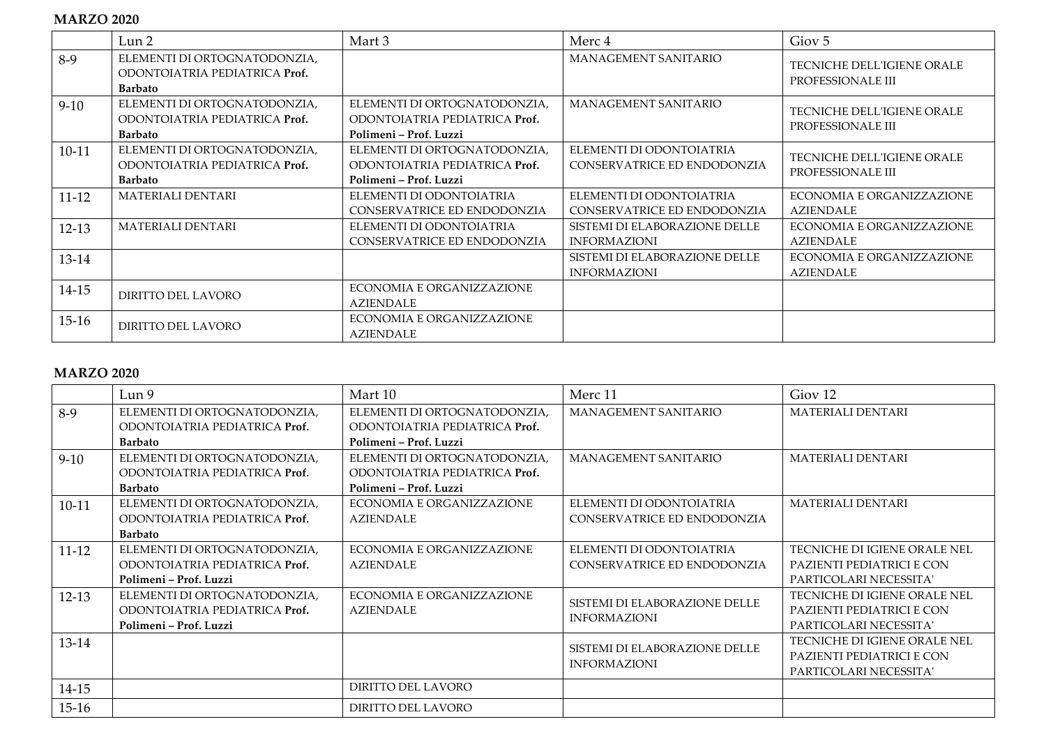**MARZO 2020**

| | Lun 2 | Mart 3 | Merc 4 | Giov 5 |
|---|---|---|---|---|
| 8-9 | ELEMENTI DI ORTOGNATODONZIA, ODONTOIATRIA PEDIATRICA **Prof. Barbato** | | MANAGEMENT SANITARIO | TECNICHE DELL'IGIENE ORALE PROFESSIONALE III |
| 9-10 | ELEMENTI DI ORTOGNATODONZIA, ODONTOIATRIA PEDIATRICA **Prof. Barbato** | ELEMENTI DI ORTOGNATODONZIA, ODONTOIATRIA PEDIATRICA **Prof. Polimeni – Prof. Luzzi** | MANAGEMENT SANITARIO | TECNICHE DELL'IGIENE ORALE PROFESSIONALE III |
| 10-11 | ELEMENTI DI ORTOGNATODONZIA, ODONTOIATRIA PEDIATRICA **Prof. Barbato** | ELEMENTI DI ORTOGNATODONZIA, ODONTOIATRIA PEDIATRICA **Prof. Polimeni – Prof. Luzzi** | ELEMENTI DI ODONTOIATRIA CONSERVATRICE ED ENDODONZIA | TECNICHE DELL'IGIENE ORALE PROFESSIONALE III |
| 11-12 | MATERIALI DENTARI | ELEMENTI DI ODONTOIATRIA CONSERVATRICE ED ENDODONZIA | ELEMENTI DI ODONTOIATRIA CONSERVATRICE ED ENDODONZIA | ECONOMIA E ORGANIZZAZIONE AZIENDALE |
| 12-13 | MATERIALI DENTARI | ELEMENTI DI ODONTOIATRIA CONSERVATRICE ED ENDODONZIA | SISTEMI DI ELABORAZIONE DELLE INFORMAZIONI | ECONOMIA E ORGANIZZAZIONE AZIENDALE |
| 13-14 | | | SISTEMI DI ELABORAZIONE DELLE INFORMAZIONI | ECONOMIA E ORGANIZZAZIONE AZIENDALE |
| 14-15 | DIRITTO DEL LAVORO | ECONOMIA E ORGANIZZAZIONE AZIENDALE | | |
| 15-16 | DIRITTO DEL LAVORO | ECONOMIA E ORGANIZZAZIONE AZIENDALE | | |

**MARZO 2020**

| | Lun 9 | Mart 10 | Merc 11 | Giov 12 |
|---|---|---|---|---|
| 8-9 | ELEMENTI DI ORTOGNATODONZIA, ODONTOIATRIA PEDIATRICA **Prof. Barbato** | ELEMENTI DI ORTOGNATODONZIA, ODONTOIATRIA PEDIATRICA **Prof. Polimeni – Prof. Luzzi** | MANAGEMENT SANITARIO | MATERIALI DENTARI |
| 9-10 | ELEMENTI DI ORTOGNATODONZIA, ODONTOIATRIA PEDIATRICA **Prof. Barbato** | ELEMENTI DI ORTOGNATODONZIA, ODONTOIATRIA PEDIATRICA **Prof. Polimeni – Prof. Luzzi** | MANAGEMENT SANITARIO | MATERIALI DENTARI |
| 10-11 | ELEMENTI DI ORTOGNATODONZIA, ODONTOIATRIA PEDIATRICA **Prof. Barbato** | ECONOMIA E ORGANIZZAZIONE AZIENDALE | ELEMENTI DI ODONTOIATRIA CONSERVATRICE ED ENDODONZIA | MATERIALI DENTARI |
| 11-12 | ELEMENTI DI ORTOGNATODONZIA, ODONTOIATRIA PEDIATRICA **Prof. Polimeni – Prof. Luzzi** | ECONOMIA E ORGANIZZAZIONE AZIENDALE | ELEMENTI DI ODONTOIATRIA CONSERVATRICE ED ENDODONZIA | TECNICHE DI IGIENE ORALE NEL PAZIENTI PEDIATRICI E CON PARTICOLARI NECESSITA' |
| 12-13 | ELEMENTI DI ORTOGNATODONZIA, ODONTOIATRIA PEDIATRICA **Prof. Polimeni – Prof. Luzzi** | ECONOMIA E ORGANIZZAZIONE AZIENDALE | SISTEMI DI ELABORAZIONE DELLE INFORMAZIONI | TECNICHE DI IGIENE ORALE NEL PAZIENTI PEDIATRICI E CON PARTICOLARI NECESSITA' |
| 13-14 | | | SISTEMI DI ELABORAZIONE DELLE INFORMAZIONI | TECNICHE DI IGIENE ORALE NEL PAZIENTI PEDIATRICI E CON PARTICOLARI NECESSITA' |
| 14-15 | | DIRITTO DEL LAVORO | | |
| 15-16 | | DIRITTO DEL LAVORO | | |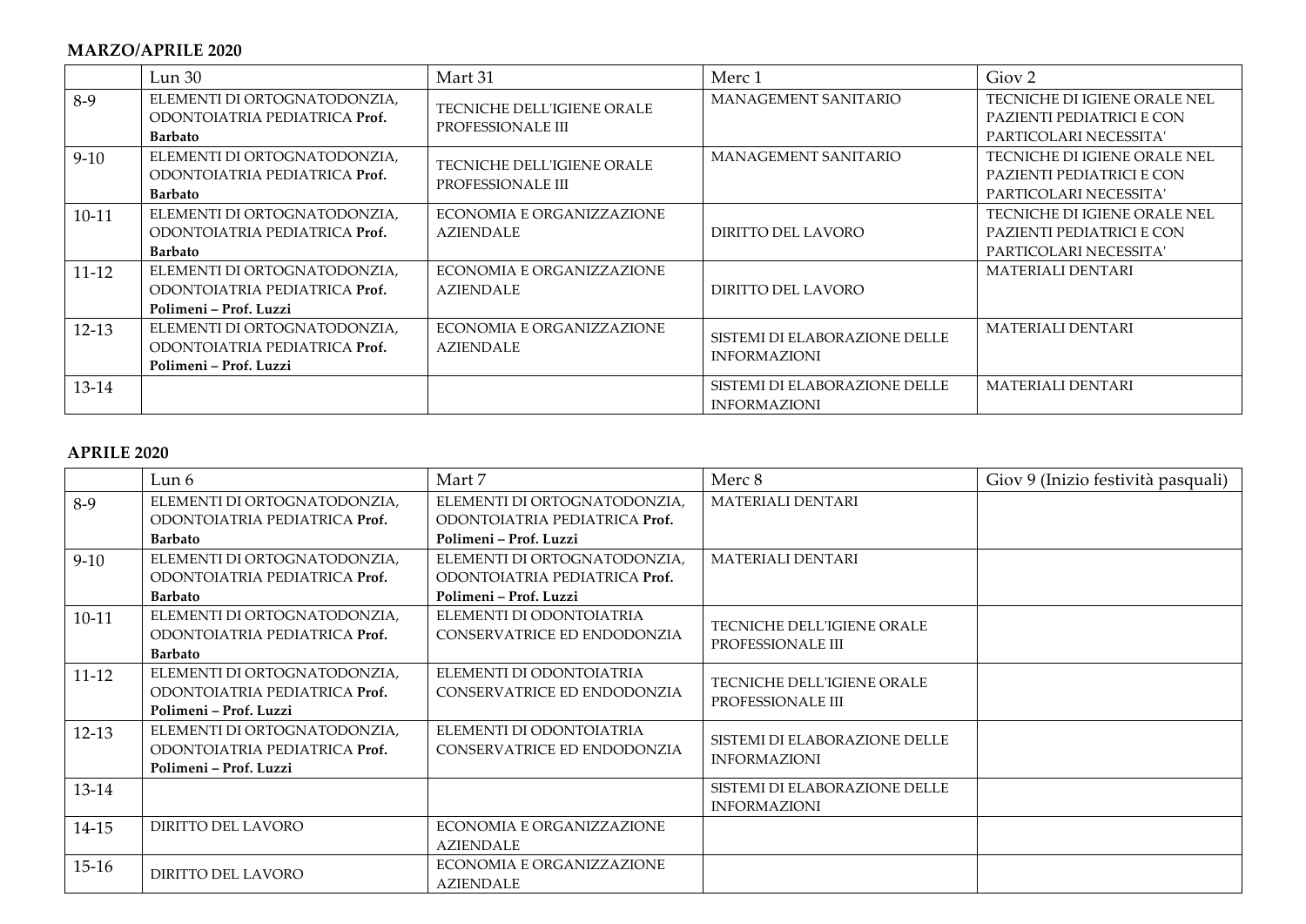**MARZO/APRILE 2020**

| | Lun 30 | Mart 31 | Merc 1 | Giov 2 |
|---|---|---|---|---|
| 8-9 | ELEMENTI DI ORTOGNATODONZIA, ODONTOIATRIA PEDIATRICA **Prof. Barbato** | TECNICHE DELL'IGIENE ORALE PROFESSIONALE III | MANAGEMENT SANITARIO | TECNICHE DI IGIENE ORALE NEL PAZIENTI PEDIATRICI E CON PARTICOLARI NECESSITA' |
| 9-10 | ELEMENTI DI ORTOGNATODONZIA, ODONTOIATRIA PEDIATRICA **Prof. Barbato** | TECNICHE DELL'IGIENE ORALE PROFESSIONALE III | MANAGEMENT SANITARIO | TECNICHE DI IGIENE ORALE NEL PAZIENTI PEDIATRICI E CON PARTICOLARI NECESSITA' |
| 10-11 | ELEMENTI DI ORTOGNATODONZIA, ODONTOIATRIA PEDIATRICA **Prof. Barbato** | ECONOMIA E ORGANIZZAZIONE AZIENDALE | DIRITTO DEL LAVORO | TECNICHE DI IGIENE ORALE NEL PAZIENTI PEDIATRICI E CON PARTICOLARI NECESSITA' |
| 11-12 | ELEMENTI DI ORTOGNATODONZIA, ODONTOIATRIA PEDIATRICA **Prof. Polimeni – Prof. Luzzi** | ECONOMIA E ORGANIZZAZIONE AZIENDALE | DIRITTO DEL LAVORO | MATERIALI DENTARI |
| 12-13 | ELEMENTI DI ORTOGNATODONZIA, ODONTOIATRIA PEDIATRICA **Prof. Polimeni – Prof. Luzzi** | ECONOMIA E ORGANIZZAZIONE AZIENDALE | SISTEMI DI ELABORAZIONE DELLE INFORMAZIONI | MATERIALI DENTARI |
| 13-14 | | | SISTEMI DI ELABORAZIONE DELLE INFORMAZIONI | MATERIALI DENTARI |

**APRILE 2020**

| | Lun 6 | Mart 7 | Merc 8 | Giov 9 (Inizio festività pasquali) |
|---|---|---|---|---|
| 8-9 | ELEMENTI DI ORTOGNATODONZIA, ODONTOIATRIA PEDIATRICA **Prof. Barbato** | ELEMENTI DI ORTOGNATODONZIA, ODONTOIATRIA PEDIATRICA **Prof. Polimeni – Prof. Luzzi** | MATERIALI DENTARI | |
| 9-10 | ELEMENTI DI ORTOGNATODONZIA, ODONTOIATRIA PEDIATRICA **Prof. Barbato** | ELEMENTI DI ORTOGNATODONZIA, ODONTOIATRIA PEDIATRICA **Prof. Polimeni – Prof. Luzzi** | MATERIALI DENTARI | |
| 10-11 | ELEMENTI DI ORTOGNATODONZIA, ODONTOIATRIA PEDIATRICA **Prof. Barbato** | ELEMENTI DI ODONTOIATRIA CONSERVATRICE ED ENDODONZIA | TECNICHE DELL'IGIENE ORALE PROFESSIONALE III | |
| 11-12 | ELEMENTI DI ORTOGNATODONZIA, ODONTOIATRIA PEDIATRICA **Prof. Polimeni – Prof. Luzzi** | ELEMENTI DI ODONTOIATRIA CONSERVATRICE ED ENDODONZIA | TECNICHE DELL'IGIENE ORALE PROFESSIONALE III | |
| 12-13 | ELEMENTI DI ORTOGNATODONZIA, ODONTOIATRIA PEDIATRICA **Prof. Polimeni – Prof. Luzzi** | ELEMENTI DI ODONTOIATRIA CONSERVATRICE ED ENDODONZIA | SISTEMI DI ELABORAZIONE DELLE INFORMAZIONI | |
| 13-14 | | | SISTEMI DI ELABORAZIONE DELLE INFORMAZIONI | |
| 14-15 | DIRITTO DEL LAVORO | ECONOMIA E ORGANIZZAZIONE AZIENDALE | | |
| 15-16 | DIRITTO DEL LAVORO | ECONOMIA E ORGANIZZAZIONE AZIENDALE | | |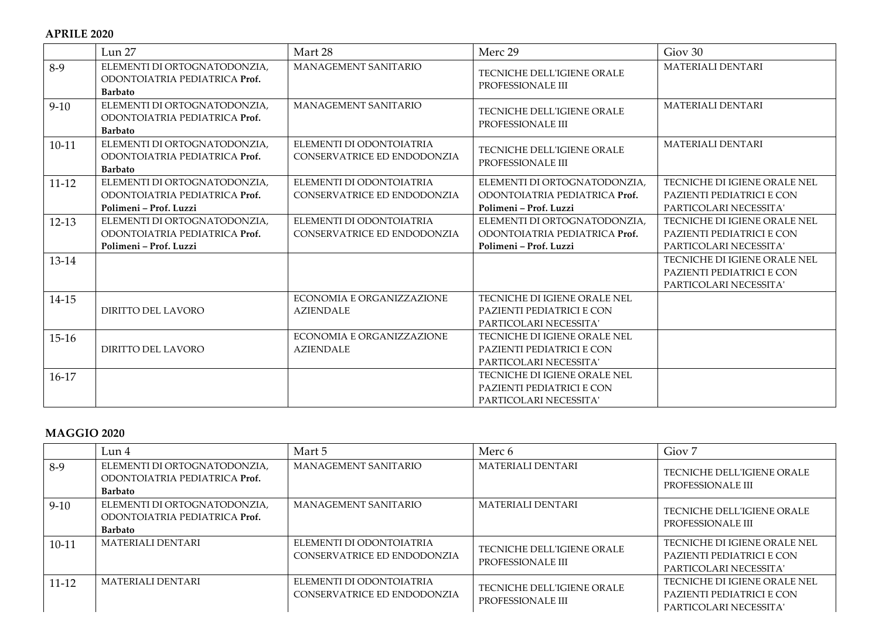**APRILE 2020**

| | Lun 27 | Mart 28 | Merc 29 | Giov 30 |
|---|---|---|---|---|
| 8-9 | ELEMENTI DI ORTOGNATODONZIA, ODONTOIATRIA PEDIATRICA **Prof. Barbato** | MANAGEMENT SANITARIO | TECNICHE DELL'IGIENE ORALE PROFESSIONALE III | MATERIALI DENTARI |
| 9-10 | ELEMENTI DI ORTOGNATODONZIA, ODONTOIATRIA PEDIATRICA **Prof. Barbato** | MANAGEMENT SANITARIO | TECNICHE DELL'IGIENE ORALE PROFESSIONALE III | MATERIALI DENTARI |
| 10-11 | ELEMENTI DI ORTOGNATODONZIA, ODONTOIATRIA PEDIATRICA **Prof. Barbato** | ELEMENTI DI ODONTOIATRIA CONSERVATRICE ED ENDODONZIA | TECNICHE DELL'IGIENE ORALE PROFESSIONALE III | MATERIALI DENTARI |
| 11-12 | ELEMENTI DI ORTOGNATODONZIA, ODONTOIATRIA PEDIATRICA **Prof. Polimeni – Prof. Luzzi** | ELEMENTI DI ODONTOIATRIA CONSERVATRICE ED ENDODONZIA | ELEMENTI DI ORTOGNATODONZIA, ODONTOIATRIA PEDIATRICA **Prof. Polimeni – Prof. Luzzi** | TECNICHE DI IGIENE ORALE NEL PAZIENTI PEDIATRICI E CON PARTICOLARI NECESSITA' |
| 12-13 | ELEMENTI DI ORTOGNATODONZIA, ODONTOIATRIA PEDIATRICA **Prof. Polimeni – Prof. Luzzi** | ELEMENTI DI ODONTOIATRIA CONSERVATRICE ED ENDODONZIA | ELEMENTI DI ORTOGNATODONZIA, ODONTOIATRIA PEDIATRICA **Prof. Polimeni – Prof. Luzzi** | TECNICHE DI IGIENE ORALE NEL PAZIENTI PEDIATRICI E CON PARTICOLARI NECESSITA' |
| 13-14 | | | | TECNICHE DI IGIENE ORALE NEL PAZIENTI PEDIATRICI E CON PARTICOLARI NECESSITA' |
| 14-15 | DIRITTO DEL LAVORO | ECONOMIA E ORGANIZZAZIONE AZIENDALE | TECNICHE DI IGIENE ORALE NEL PAZIENTI PEDIATRICI E CON PARTICOLARI NECESSITA' | |
| 15-16 | DIRITTO DEL LAVORO | ECONOMIA E ORGANIZZAZIONE AZIENDALE | TECNICHE DI IGIENE ORALE NEL PAZIENTI PEDIATRICI E CON PARTICOLARI NECESSITA' | |
| 16-17 | | | TECNICHE DI IGIENE ORALE NEL PAZIENTI PEDIATRICI E CON PARTICOLARI NECESSITA' | |

**MAGGIO 2020**

| | Lun 4 | Mart 5 | Merc 6 | Giov 7 |
|---|---|---|---|---|
| 8-9 | ELEMENTI DI ORTOGNATODONZIA, ODONTOIATRIA PEDIATRICA **Prof. Barbato** | MANAGEMENT SANITARIO | MATERIALI DENTARI | TECNICHE DELL'IGIENE ORALE PROFESSIONALE III |
| 9-10 | ELEMENTI DI ORTOGNATODONZIA, ODONTOIATRIA PEDIATRICA **Prof. Barbato** | MANAGEMENT SANITARIO | MATERIALI DENTARI | TECNICHE DELL'IGIENE ORALE PROFESSIONALE III |
| 10-11 | MATERIALI DENTARI | ELEMENTI DI ODONTOIATRIA CONSERVATRICE ED ENDODONZIA | TECNICHE DELL'IGIENE ORALE PROFESSIONALE III | TECNICHE DI IGIENE ORALE NEL PAZIENTI PEDIATRICI E CON PARTICOLARI NECESSITA' |
| 11-12 | MATERIALI DENTARI | ELEMENTI DI ODONTOIATRIA CONSERVATRICE ED ENDODONZIA | TECNICHE DELL'IGIENE ORALE PROFESSIONALE III | TECNICHE DI IGIENE ORALE NEL PAZIENTI PEDIATRICI E CON PARTICOLARI NECESSITA' |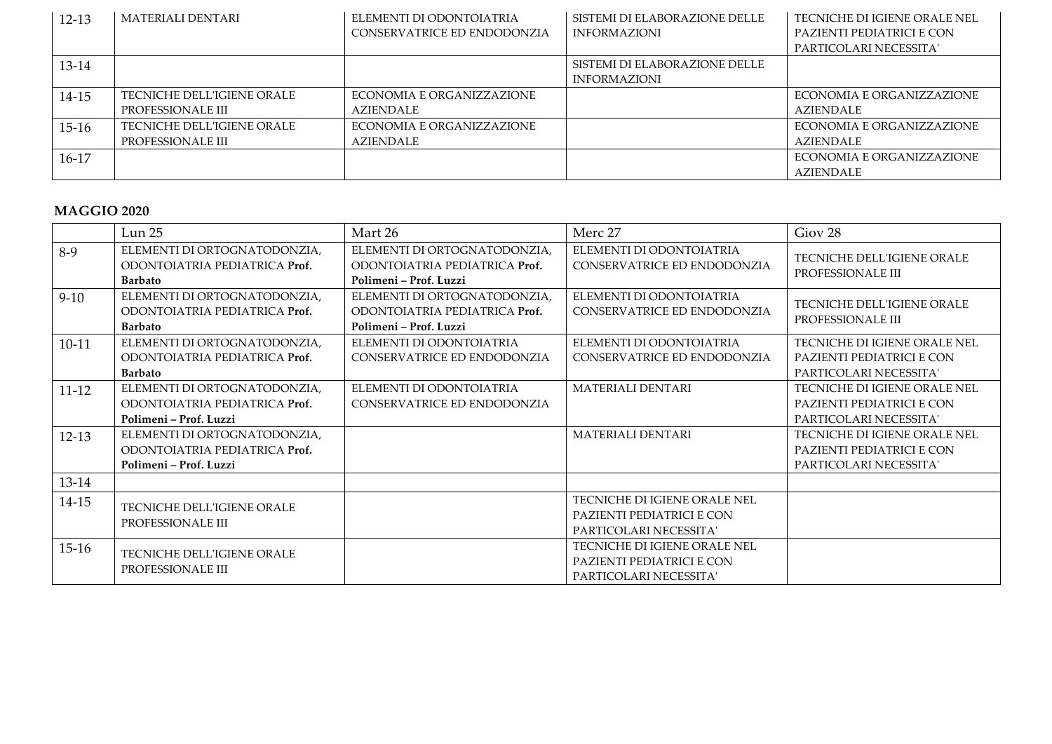| | | | | |
|---|---|---|---|---|
| 12-13 | MATERIALI DENTARI | ELEMENTI DI ODONTOIATRIA CONSERVATRICE ED ENDODONZIA | SISTEMI DI ELABORAZIONE DELLE INFORMAZIONI | TECNICHE DI IGIENE ORALE NEL PAZIENTI PEDIATRICI E CON PARTICOLARI NECESSITA' |
| 13-14 | | | SISTEMI DI ELABORAZIONE DELLE INFORMAZIONI | |
| 14-15 | TECNICHE DELL'IGIENE ORALE PROFESSIONALE III | ECONOMIA E ORGANIZZAZIONE AZIENDALE | | ECONOMIA E ORGANIZZAZIONE AZIENDALE |
| 15-16 | TECNICHE DELL'IGIENE ORALE PROFESSIONALE III | ECONOMIA E ORGANIZZAZIONE AZIENDALE | | ECONOMIA E ORGANIZZAZIONE AZIENDALE |
| 16-17 | | | | ECONOMIA E ORGANIZZAZIONE AZIENDALE |

**MAGGIO 2020**

| | Lun 25 | Mart 26 | Merc 27 | Giov 28 |
|---|---|---|---|---|
| 8-9 | ELEMENTI DI ORTOGNATODONZIA, ODONTOIATRIA PEDIATRICA **Prof. Barbato** | ELEMENTI DI ORTOGNATODONZIA, ODONTOIATRIA PEDIATRICA **Prof. Polimeni – Prof. Luzzi** | ELEMENTI DI ODONTOIATRIA CONSERVATRICE ED ENDODONZIA | TECNICHE DELL'IGIENE ORALE PROFESSIONALE III |
| 9-10 | ELEMENTI DI ORTOGNATODONZIA, ODONTOIATRIA PEDIATRICA **Prof. Barbato** | ELEMENTI DI ORTOGNATODONZIA, ODONTOIATRIA PEDIATRICA **Prof. Polimeni – Prof. Luzzi** | ELEMENTI DI ODONTOIATRIA CONSERVATRICE ED ENDODONZIA | TECNICHE DELL'IGIENE ORALE PROFESSIONALE III |
| 10-11 | ELEMENTI DI ORTOGNATODONZIA, ODONTOIATRIA PEDIATRICA **Prof. Barbato** | ELEMENTI DI ODONTOIATRIA CONSERVATRICE ED ENDODONZIA | ELEMENTI DI ODONTOIATRIA CONSERVATRICE ED ENDODONZIA | TECNICHE DI IGIENE ORALE NEL PAZIENTI PEDIATRICI E CON PARTICOLARI NECESSITA' |
| 11-12 | ELEMENTI DI ORTOGNATODONZIA, ODONTOIATRIA PEDIATRICA **Prof. Polimeni – Prof. Luzzi** | ELEMENTI DI ODONTOIATRIA CONSERVATRICE ED ENDODONZIA | MATERIALI DENTARI | TECNICHE DI IGIENE ORALE NEL PAZIENTI PEDIATRICI E CON PARTICOLARI NECESSITA' |
| 12-13 | ELEMENTI DI ORTOGNATODONZIA, ODONTOIATRIA PEDIATRICA **Prof. Polimeni – Prof. Luzzi** | | MATERIALI DENTARI | TECNICHE DI IGIENE ORALE NEL PAZIENTI PEDIATRICI E CON PARTICOLARI NECESSITA' |
| 13-14 | | | | |
| 14-15 | TECNICHE DELL'IGIENE ORALE PROFESSIONALE III | | TECNICHE DI IGIENE ORALE NEL PAZIENTI PEDIATRICI E CON PARTICOLARI NECESSITA' | |
| 15-16 | TECNICHE DELL'IGIENE ORALE PROFESSIONALE III | | TECNICHE DI IGIENE ORALE NEL PAZIENTI PEDIATRICI E CON PARTICOLARI NECESSITA' | |